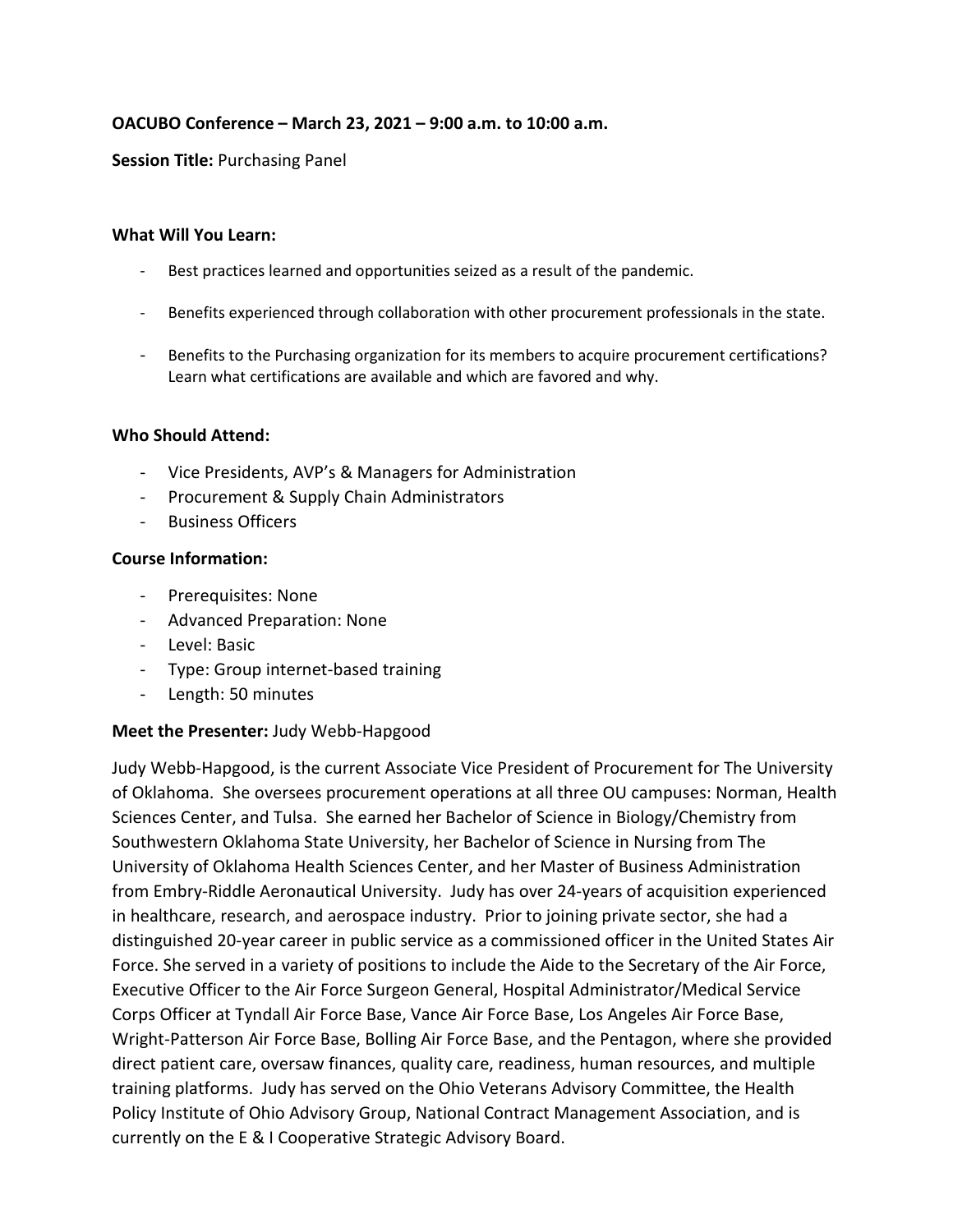**OACUBO Conference – March 23, 2021 – 9:00 a.m. to 10:00 a.m.**

**Session Title:** Purchasing Panel

**What Will You Learn:**

- Best practices learned and opportunities seized as a result of the pandemic.
- Benefits experienced through collaboration with other procurement professionals in the state.
- Benefits to the Purchasing organization for its members to acquire procurement certifications? Learn what certifications are available and which are favored and why.

**Who Should Attend:**

- Vice Presidents, AVP's & Managers for Administration
- Procurement & Supply Chain Administrators
- Business Officers

**Course Information:**

- Prerequisites: None
- Advanced Preparation: None
- Level: Basic
- Type: Group internet-based training
- Length: 50 minutes

**Meet the Presenter:** Judy Webb-Hapgood

Judy Webb-Hapgood, is the current Associate Vice President of Procurement for The University of Oklahoma. She oversees procurement operations at all three OU campuses: Norman, Health Sciences Center, and Tulsa. She earned her Bachelor of Science in Biology/Chemistry from Southwestern Oklahoma State University, her Bachelor of Science in Nursing from The University of Oklahoma Health Sciences Center, and her Master of Business Administration from Embry-Riddle Aeronautical University. Judy has over 24-years of acquisition experienced in healthcare, research, and aerospace industry. Prior to joining private sector, she had a distinguished 20-year career in public service as a commissioned officer in the United States Air Force. She served in a variety of positions to include the Aide to the Secretary of the Air Force, Executive Officer to the Air Force Surgeon General, Hospital Administrator/Medical Service Corps Officer at Tyndall Air Force Base, Vance Air Force Base, Los Angeles Air Force Base, Wright-Patterson Air Force Base, Bolling Air Force Base, and the Pentagon, where she provided direct patient care, oversaw finances, quality care, readiness, human resources, and multiple training platforms. Judy has served on the Ohio Veterans Advisory Committee, the Health Policy Institute of Ohio Advisory Group, National Contract Management Association, and is currently on the E & I Cooperative Strategic Advisory Board.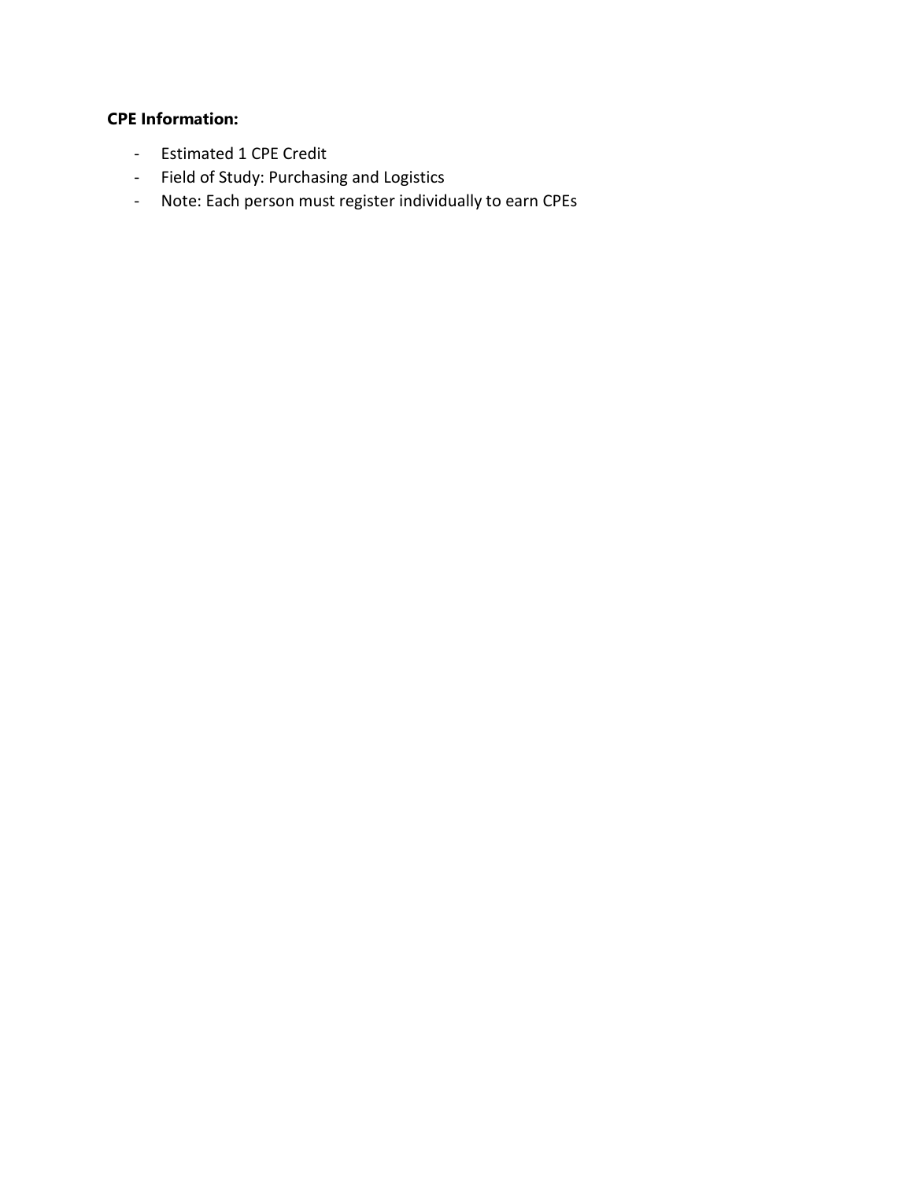**CPE Information:**

- Estimated 1 CPE Credit
- Field of Study: Purchasing and Logistics
- Note: Each person must register individually to earn CPEs